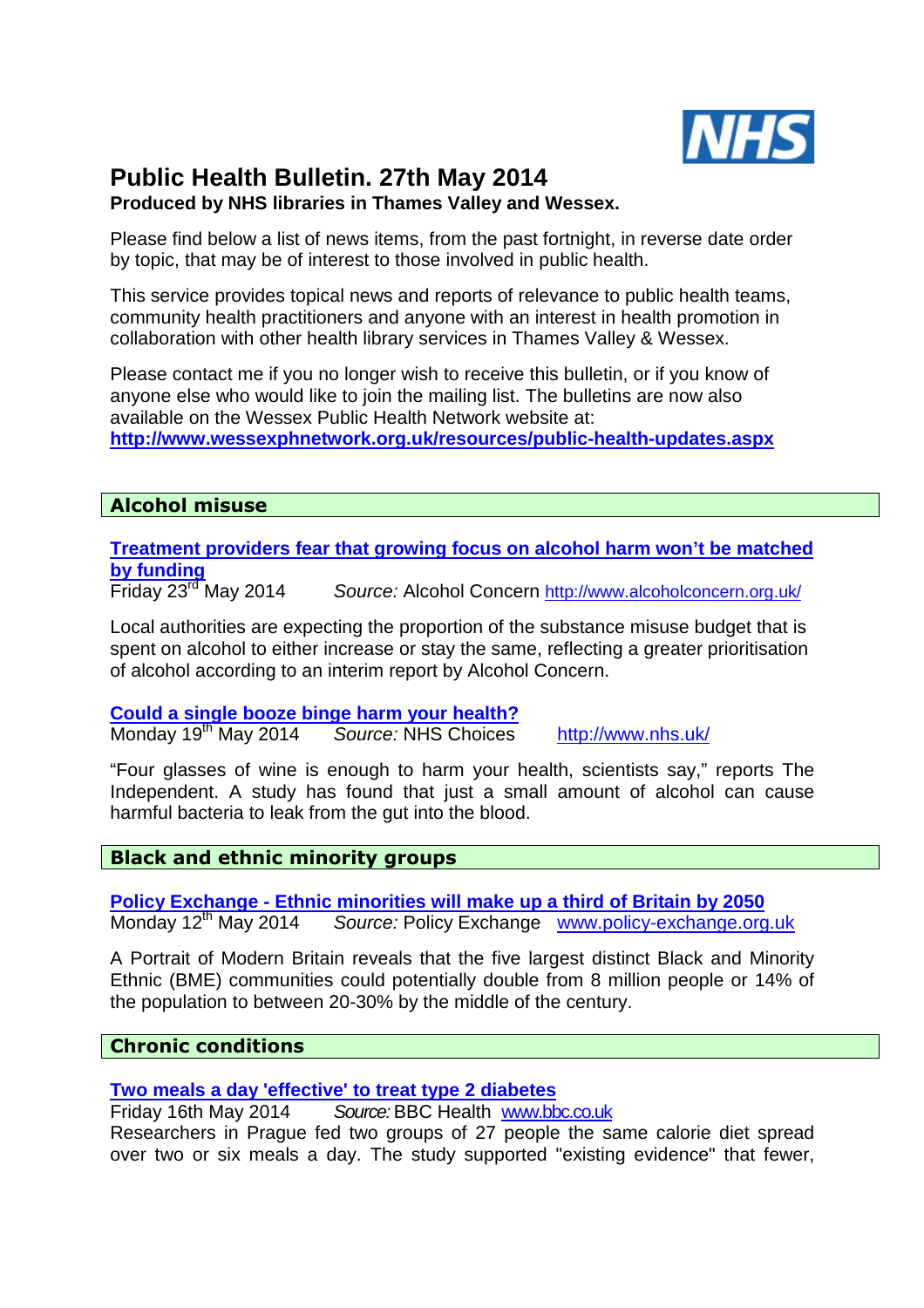# Public Health Bulletin. 27th May 2014

**Produced by NHS libraries in Thames Valley and Wessex.**

Please find below a list of news items, from the past fortnight, in reverse date order by topic, that may be of interest to those involved in public health.

This service provides topical news and reports of relevance to public health teams, community health practitioners and anyone with an interest in health promotion in collaboration with other health library services in Thames Valley & Wessex.

Please contact me if you no longer wish to receive this bulletin, or if you know of anyone else who would like to join the mailing list. The bulletins are now also available on the Wessex Public Health Network website at:
**http://www.wessexphnetwork.org.uk/resources/public-health-updates.aspx**

## Alcohol misuse

**Treatment providers fear that growing focus on alcohol harm won't be matched by funding**
Friday 23rd May 2014 *Source:* Alcohol Concern http://www.alcoholconcern.org.uk/

Local authorities are expecting the proportion of the substance misuse budget that is spent on alcohol to either increase or stay the same, reflecting a greater prioritisation of alcohol according to an interim report by Alcohol Concern.

**Could a single booze binge harm your health?**
Monday 19th May 2014 *Source:* NHS Choices http://www.nhs.uk/

"Four glasses of wine is enough to harm your health, scientists say," reports The Independent. A study has found that just a small amount of alcohol can cause harmful bacteria to leak from the gut into the blood.

## Black and ethnic minority groups

**Policy Exchange - Ethnic minorities will make up a third of Britain by 2050**
Monday 12th May 2014 *Source:* Policy Exchange www.policy-exchange.org.uk

A Portrait of Modern Britain reveals that the five largest distinct Black and Minority Ethnic (BME) communities could potentially double from 8 million people or 14% of the population to between 20-30% by the middle of the century.

## Chronic conditions

**Two meals a day 'effective' to treat type 2 diabetes**
Friday 16th May 2014 *Source:* BBC Health www.bbc.co.uk
Researchers in Prague fed two groups of 27 people the same calorie diet spread over two or six meals a day. The study supported "existing evidence" that fewer,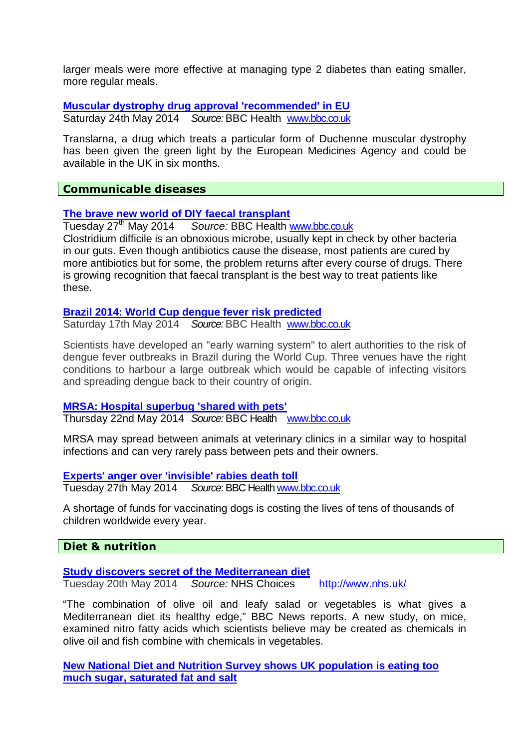larger meals were more effective at managing type 2 diabetes than eating smaller, more regular meals.

**Muscular dystrophy drug approval 'recommended' in EU**
Saturday 24th May 2014 *Source:* BBC Health www.bbc.co.uk

Translarna, a drug which treats a particular form of Duchenne muscular dystrophy has been given the green light by the European Medicines Agency and could be available in the UK in six months.

## Communicable diseases

**The brave new world of DIY faecal transplant**
Tuesday 27th May 2014 *Source:* BBC Health www.bbc.co.uk
Clostridium difficile is an obnoxious microbe, usually kept in check by other bacteria in our guts. Even though antibiotics cause the disease, most patients are cured by more antibiotics but for some, the problem returns after every course of drugs. There is growing recognition that faecal transplant is the best way to treat patients like these.

**Brazil 2014: World Cup dengue fever risk predicted**
Saturday 17th May 2014 *Source:* BBC Health www.bbc.co.uk

Scientists have developed an "early warning system" to alert authorities to the risk of dengue fever outbreaks in Brazil during the World Cup. Three venues have the right conditions to harbour a large outbreak which would be capable of infecting visitors and spreading dengue back to their country of origin.

**MRSA: Hospital superbug 'shared with pets'**
Thursday 22nd May 2014 *Source:* BBC Health www.bbc.co.uk

MRSA may spread between animals at veterinary clinics in a similar way to hospital infections and can very rarely pass between pets and their owners.

**Experts' anger over 'invisible' rabies death toll**
Tuesday 27th May 2014 *Source*: BBC Health www.bbc.co.uk

A shortage of funds for vaccinating dogs is costing the lives of tens of thousands of children worldwide every year.

## Diet & nutrition

**Study discovers secret of the Mediterranean diet**
Tuesday 20th May 2014 *Source:* NHS Choices http://www.nhs.uk/

"The combination of olive oil and leafy salad or vegetables is what gives a Mediterranean diet its healthy edge," BBC News reports. A new study, on mice, examined nitro fatty acids which scientists believe may be created as chemicals in olive oil and fish combine with chemicals in vegetables.

**New National Diet and Nutrition Survey shows UK population is eating too much sugar, saturated fat and salt**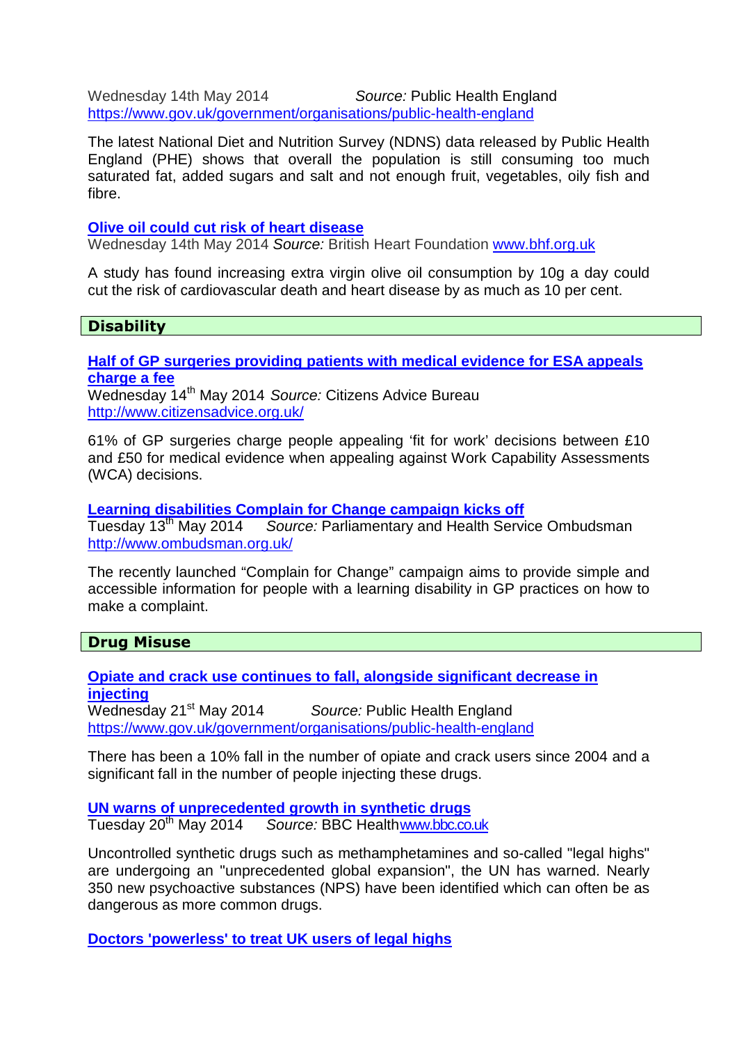Wednesday 14th May 2014 *Source:* Public Health England
https://www.gov.uk/government/organisations/public-health-england

The latest National Diet and Nutrition Survey (NDNS) data released by Public Health England (PHE) shows that overall the population is still consuming too much saturated fat, added sugars and salt and not enough fruit, vegetables, oily fish and fibre.

**Olive oil could cut risk of heart disease**
Wednesday 14th May 2014 *Source:* British Heart Foundation www.bhf.org.uk

A study has found increasing extra virgin olive oil consumption by 10g a day could cut the risk of cardiovascular death and heart disease by as much as 10 per cent.

## Disability

**Half of GP surgeries providing patients with medical evidence for ESA appeals charge a fee**
Wednesday 14th May 2014 *Source:* Citizens Advice Bureau
http://www.citizensadvice.org.uk/

61% of GP surgeries charge people appealing 'fit for work' decisions between £10 and £50 for medical evidence when appealing against Work Capability Assessments (WCA) decisions.

**Learning disabilities Complain for Change campaign kicks off**
Tuesday 13th May 2014 *Source:* Parliamentary and Health Service Ombudsman
http://www.ombudsman.org.uk/

The recently launched "Complain for Change" campaign aims to provide simple and accessible information for people with a learning disability in GP practices on how to make a complaint.

## Drug Misuse

**Opiate and crack use continues to fall, alongside significant decrease in injecting**
Wednesday 21st May 2014 *Source:* Public Health England
https://www.gov.uk/government/organisations/public-health-england

There has been a 10% fall in the number of opiate and crack users since 2004 and a significant fall in the number of people injecting these drugs.

**UN warns of unprecedented growth in synthetic drugs**
Tuesday 20th May 2014 *Source:* BBC Health www.bbc.co.uk

Uncontrolled synthetic drugs such as methamphetamines and so-called "legal highs" are undergoing an "unprecedented global expansion", the UN has warned. Nearly 350 new psychoactive substances (NPS) have been identified which can often be as dangerous as more common drugs.

**Doctors 'powerless' to treat UK users of legal highs**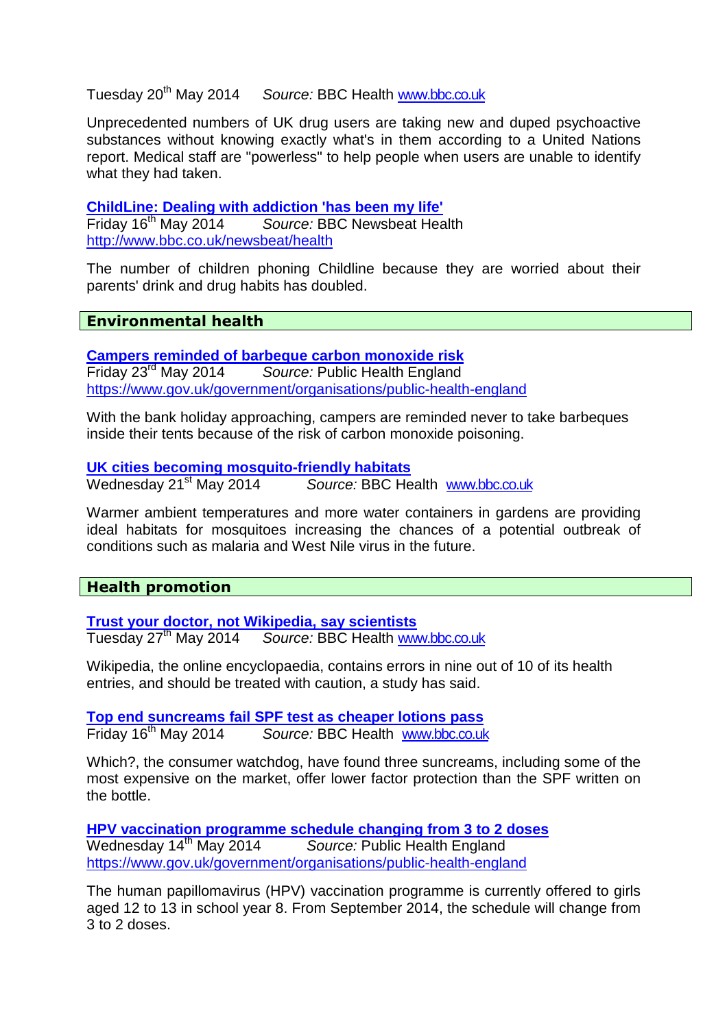Tuesday 20th May 2014 *Source:* BBC Health www.bbc.co.uk

Unprecedented numbers of UK drug users are taking new and duped psychoactive substances without knowing exactly what's in them according to a United Nations report. Medical staff are "powerless" to help people when users are unable to identify what they had taken.

**ChildLine: Dealing with addiction 'has been my life'**
Friday 16th May 2014 *Source:* BBC Newsbeat Health
http://www.bbc.co.uk/newsbeat/health

The number of children phoning Childline because they are worried about their parents' drink and drug habits has doubled.

## Environmental health

**Campers reminded of barbeque carbon monoxide risk**
Friday 23rd May 2014 *Source:* Public Health England
https://www.gov.uk/government/organisations/public-health-england

With the bank holiday approaching, campers are reminded never to take barbeques inside their tents because of the risk of carbon monoxide poisoning.

**UK cities becoming mosquito-friendly habitats**
Wednesday 21st May 2014 *Source:* BBC Health www.bbc.co.uk

Warmer ambient temperatures and more water containers in gardens are providing ideal habitats for mosquitoes increasing the chances of a potential outbreak of conditions such as malaria and West Nile virus in the future.

## Health promotion

**Trust your doctor, not Wikipedia, say scientists**
Tuesday 27th May 2014 *Source:* BBC Health www.bbc.co.uk

Wikipedia, the online encyclopaedia, contains errors in nine out of 10 of its health entries, and should be treated with caution, a study has said.

**Top end suncreams fail SPF test as cheaper lotions pass**
Friday 16th May 2014 *Source:* BBC Health www.bbc.co.uk

Which?, the consumer watchdog, have found three suncreams, including some of the most expensive on the market, offer lower factor protection than the SPF written on the bottle.

**HPV vaccination programme schedule changing from 3 to 2 doses**
Wednesday 14th May 2014 *Source:* Public Health England
https://www.gov.uk/government/organisations/public-health-england

The human papillomavirus (HPV) vaccination programme is currently offered to girls aged 12 to 13 in school year 8. From September 2014, the schedule will change from 3 to 2 doses.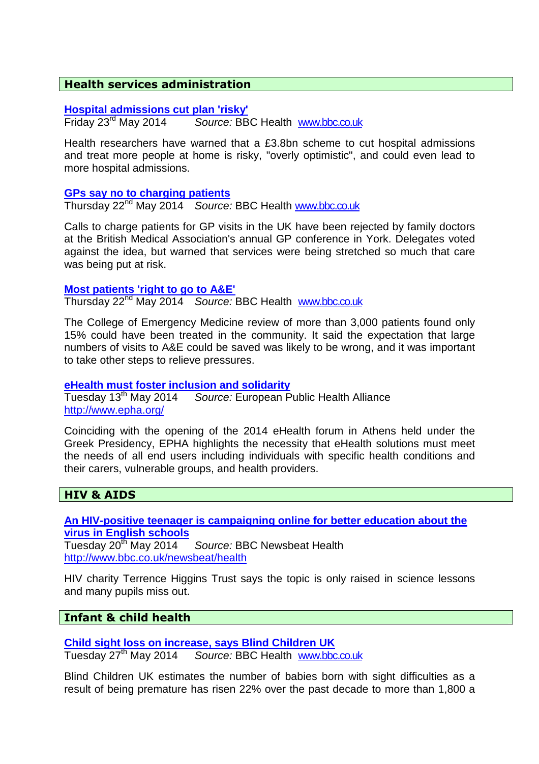## Health services administration

**Hospital admissions cut plan 'risky'**
Friday 23rd May 2014 *Source:* BBC Health www.bbc.co.uk

Health researchers have warned that a £3.8bn scheme to cut hospital admissions and treat more people at home is risky, "overly optimistic", and could even lead to more hospital admissions.

**GPs say no to charging patients**
Thursday 22nd May 2014 *Source:* BBC Health www.bbc.co.uk

Calls to charge patients for GP visits in the UK have been rejected by family doctors at the British Medical Association's annual GP conference in York. Delegates voted against the idea, but warned that services were being stretched so much that care was being put at risk.

**Most patients 'right to go to A&E'**
Thursday 22nd May 2014 *Source:* BBC Health www.bbc.co.uk

The College of Emergency Medicine review of more than 3,000 patients found only 15% could have been treated in the community. It said the expectation that large numbers of visits to A&E could be saved was likely to be wrong, and it was important to take other steps to relieve pressures.

**eHealth must foster inclusion and solidarity**
Tuesday 13th May 2014 *Source:* European Public Health Alliance
http://www.epha.org/

Coinciding with the opening of the 2014 eHealth forum in Athens held under the Greek Presidency, EPHA highlights the necessity that eHealth solutions must meet the needs of all end users including individuals with specific health conditions and their carers, vulnerable groups, and health providers.

## HIV & AIDS

**An HIV-positive teenager is campaigning online for better education about the virus in English schools**
Tuesday 20th May 2014 *Source:* BBC Newsbeat Health
http://www.bbc.co.uk/newsbeat/health

HIV charity Terrence Higgins Trust says the topic is only raised in science lessons and many pupils miss out.

## Infant & child health

**Child sight loss on increase, says Blind Children UK**
Tuesday 27th May 2014 *Source:* BBC Health www.bbc.co.uk

Blind Children UK estimates the number of babies born with sight difficulties as a result of being premature has risen 22% over the past decade to more than 1,800 a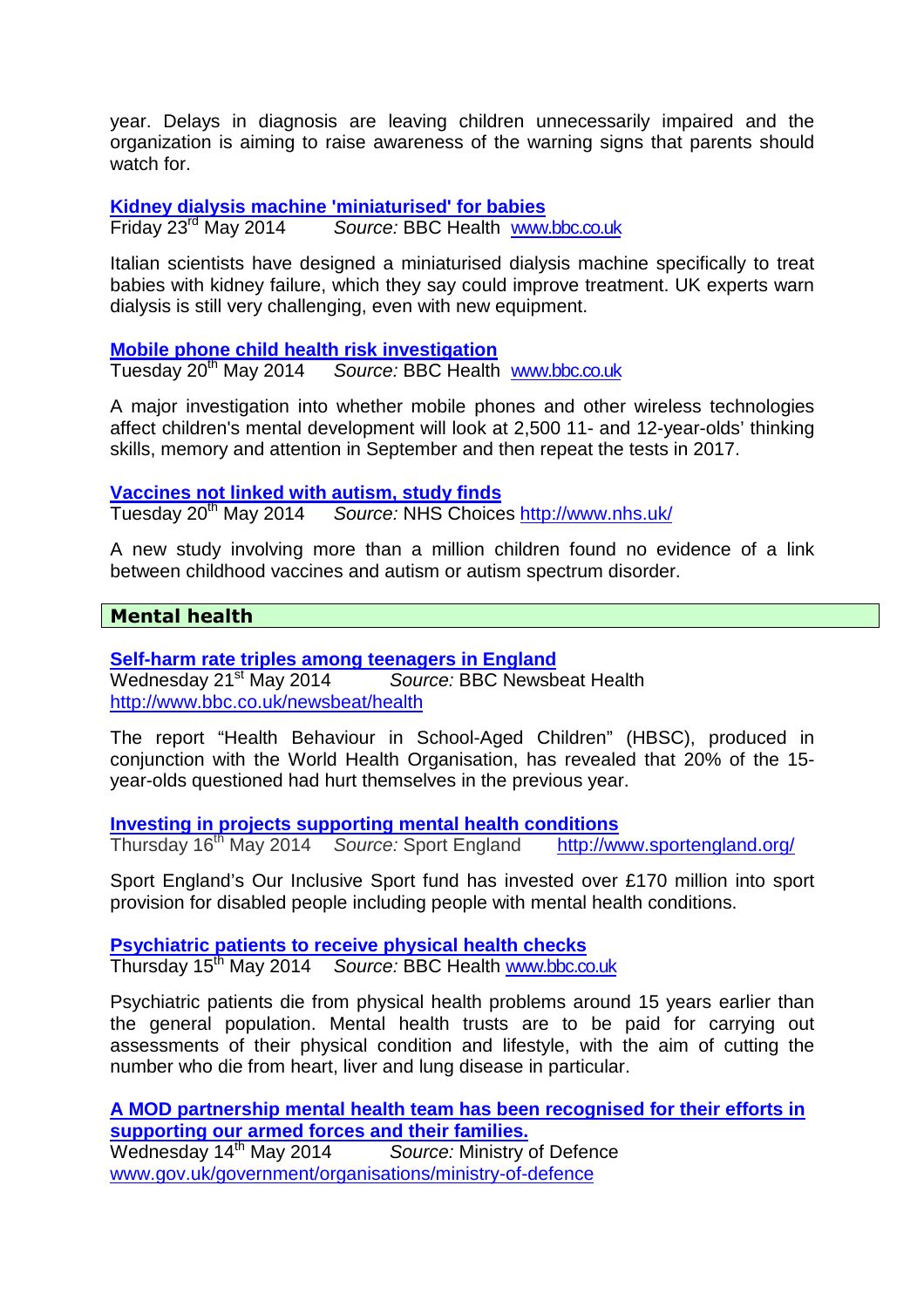year. Delays in diagnosis are leaving children unnecessarily impaired and the organization is aiming to raise awareness of the warning signs that parents should watch for.

**Kidney dialysis machine 'miniaturised' for babies**
Friday 23rd May 2014 *Source:* BBC Health www.bbc.co.uk

Italian scientists have designed a miniaturised dialysis machine specifically to treat babies with kidney failure, which they say could improve treatment. UK experts warn dialysis is still very challenging, even with new equipment.

**Mobile phone child health risk investigation**
Tuesday 20th May 2014 *Source:* BBC Health www.bbc.co.uk

A major investigation into whether mobile phones and other wireless technologies affect children's mental development will look at 2,500 11- and 12-year-olds' thinking skills, memory and attention in September and then repeat the tests in 2017.

**Vaccines not linked with autism, study finds**
Tuesday 20th May 2014 *Source:* NHS Choices http://www.nhs.uk/

A new study involving more than a million children found no evidence of a link between childhood vaccines and autism or autism spectrum disorder.

## Mental health

**Self-harm rate triples among teenagers in England**
Wednesday 21st May 2014 *Source:* BBC Newsbeat Health
http://www.bbc.co.uk/newsbeat/health

The report "Health Behaviour in School-Aged Children" (HBSC), produced in conjunction with the World Health Organisation, has revealed that 20% of the 15-year-olds questioned had hurt themselves in the previous year.

**Investing in projects supporting mental health conditions**
Thursday 16th May 2014 *Source:* Sport England http://www.sportengland.org/

Sport England's Our Inclusive Sport fund has invested over £170 million into sport provision for disabled people including people with mental health conditions.

**Psychiatric patients to receive physical health checks**
Thursday 15th May 2014 *Source:* BBC Health www.bbc.co.uk

Psychiatric patients die from physical health problems around 15 years earlier than the general population. Mental health trusts are to be paid for carrying out assessments of their physical condition and lifestyle, with the aim of cutting the number who die from heart, liver and lung disease in particular.

**A MOD partnership mental health team has been recognised for their efforts in supporting our armed forces and their families.**
Wednesday 14th May 2014 *Source:* Ministry of Defence
www.gov.uk/government/organisations/ministry-of-defence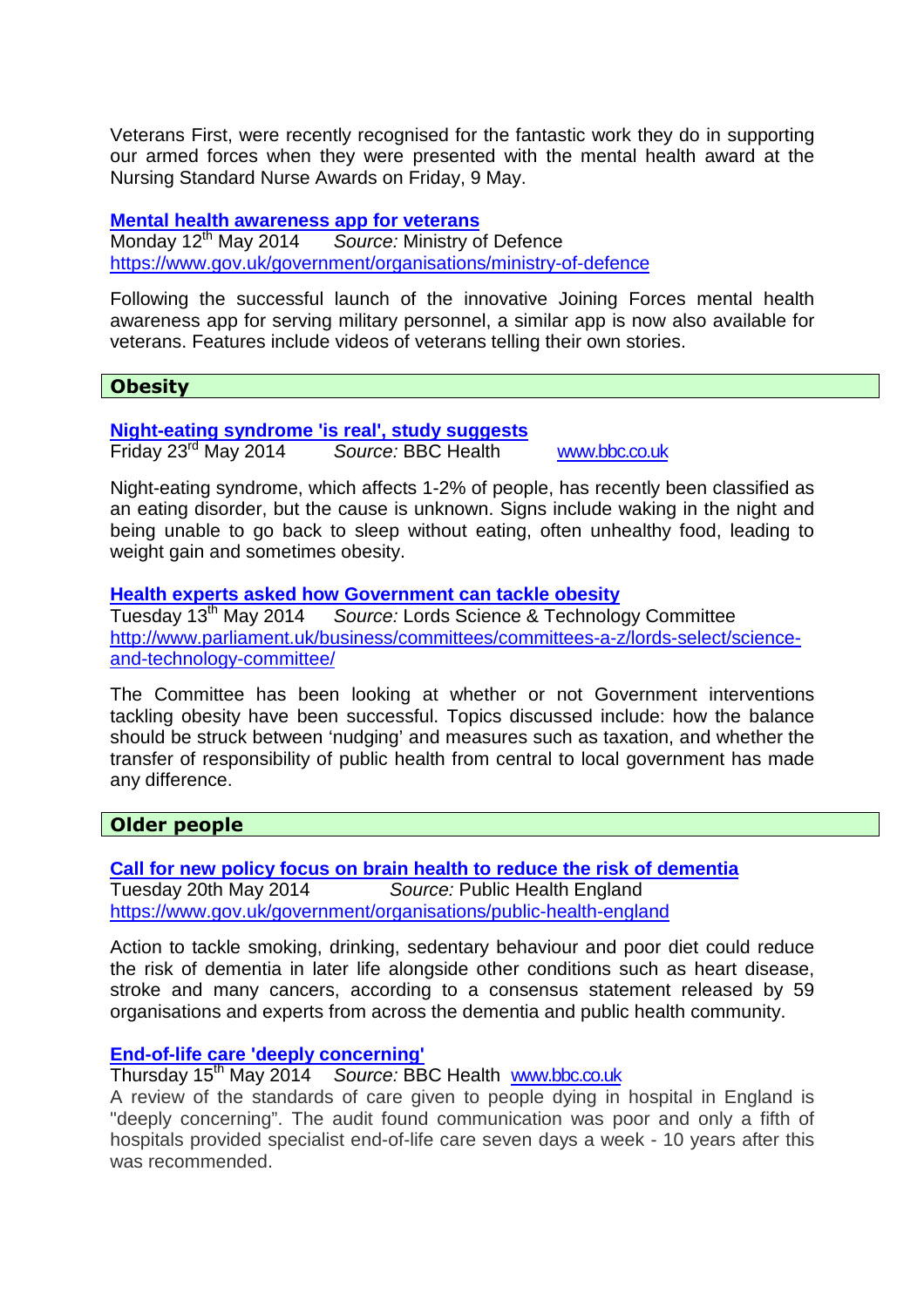Veterans First, were recently recognised for the fantastic work they do in supporting our armed forces when they were presented with the mental health award at the Nursing Standard Nurse Awards on Friday, 9 May.

**Mental health awareness app for veterans**
Monday 12th May 2014 *Source:* Ministry of Defence
https://www.gov.uk/government/organisations/ministry-of-defence

Following the successful launch of the innovative Joining Forces mental health awareness app for serving military personnel, a similar app is now also available for veterans. Features include videos of veterans telling their own stories.

## Obesity

**Night-eating syndrome 'is real', study suggests**
Friday 23rd May 2014 *Source:* BBC Health www.bbc.co.uk

Night-eating syndrome, which affects 1-2% of people, has recently been classified as an eating disorder, but the cause is unknown. Signs include waking in the night and being unable to go back to sleep without eating, often unhealthy food, leading to weight gain and sometimes obesity.

**Health experts asked how Government can tackle obesity**
Tuesday 13th May 2014 *Source:* Lords Science & Technology Committee
http://www.parliament.uk/business/committees/committees-a-z/lords-select/science-and-technology-committee/

The Committee has been looking at whether or not Government interventions tackling obesity have been successful. Topics discussed include: how the balance should be struck between 'nudging' and measures such as taxation, and whether the transfer of responsibility of public health from central to local government has made any difference.

## Older people

**Call for new policy focus on brain health to reduce the risk of dementia**
Tuesday 20th May 2014 *Source:* Public Health England
https://www.gov.uk/government/organisations/public-health-england

Action to tackle smoking, drinking, sedentary behaviour and poor diet could reduce the risk of dementia in later life alongside other conditions such as heart disease, stroke and many cancers, according to a consensus statement released by 59 organisations and experts from across the dementia and public health community.

**End-of-life care 'deeply concerning'**
Thursday 15th May 2014 *Source:* BBC Health www.bbc.co.uk
A review of the standards of care given to people dying in hospital in England is "deeply concerning". The audit found communication was poor and only a fifth of hospitals provided specialist end-of-life care seven days a week - 10 years after this was recommended.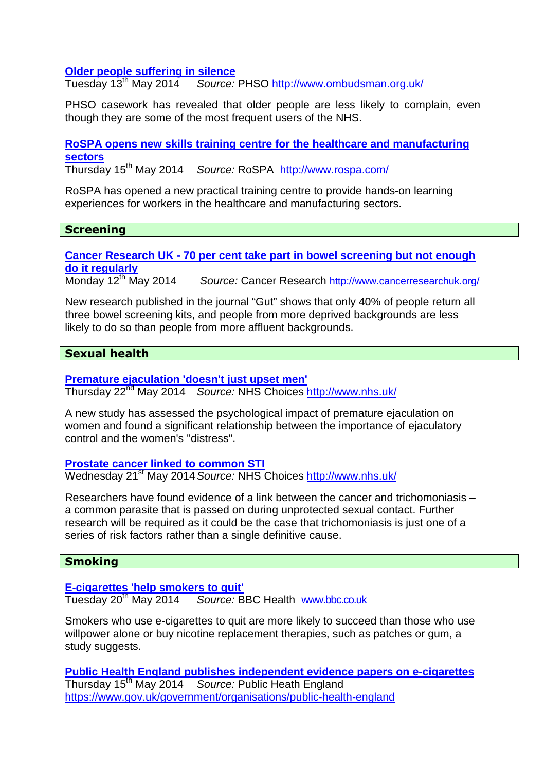**Older people suffering in silence**
Tuesday 13th May 2014 *Source:* PHSO http://www.ombudsman.org.uk/

PHSO casework has revealed that older people are less likely to complain, even though they are some of the most frequent users of the NHS.

**RoSPA opens new skills training centre for the healthcare and manufacturing sectors**
Thursday 15th May 2014 *Source:* RoSPA http://www.rospa.com/

RoSPA has opened a new practical training centre to provide hands-on learning experiences for workers in the healthcare and manufacturing sectors.

## Screening

**Cancer Research UK - 70 per cent take part in bowel screening but not enough do it regularly**
Monday 12th May 2014 *Source:* Cancer Research http://www.cancerresearchuk.org/

New research published in the journal “Gut” shows that only 40% of people return all three bowel screening kits, and people from more deprived backgrounds are less likely to do so than people from more affluent backgrounds.

## Sexual health

**Premature ejaculation 'doesn't just upset men'**
Thursday 22nd May 2014 *Source:* NHS Choices http://www.nhs.uk/

A new study has assessed the psychological impact of premature ejaculation on women and found a significant relationship between the importance of ejaculatory control and the women's "distress".

**Prostate cancer linked to common STI**
Wednesday 21st May 2014 *Source:* NHS Choices http://www.nhs.uk/

Researchers have found evidence of a link between the cancer and trichomoniasis – a common parasite that is passed on during unprotected sexual contact. Further research will be required as it could be the case that trichomoniasis is just one of a series of risk factors rather than a single definitive cause.

## Smoking

**E-cigarettes 'help smokers to quit'**
Tuesday 20th May 2014 *Source:* BBC Health www.bbc.co.uk

Smokers who use e-cigarettes to quit are more likely to succeed than those who use willpower alone or buy nicotine replacement therapies, such as patches or gum, a study suggests.

**Public Health England publishes independent evidence papers on e-cigarettes**
Thursday 15th May 2014 *Source:* Public Heath England
https://www.gov.uk/government/organisations/public-health-england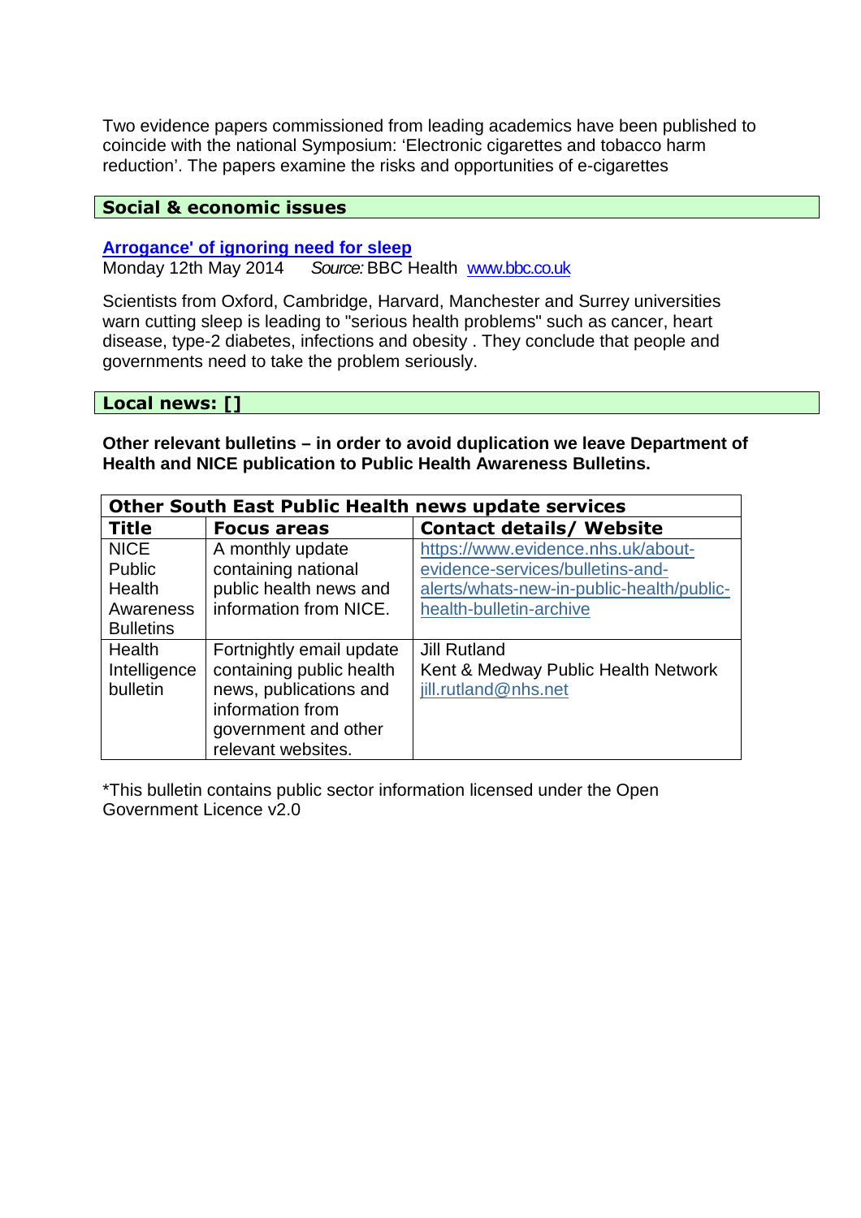Two evidence papers commissioned from leading academics have been published to coincide with the national Symposium: 'Electronic cigarettes and tobacco harm reduction'. The papers examine the risks and opportunities of e-cigarettes

## Social & economic issues

**Arrogance' of ignoring need for sleep**
Monday 12th May 2014   *Source:* BBC Health  www.bbc.co.uk

Scientists from Oxford, Cambridge, Harvard, Manchester and Surrey universities warn cutting sleep is leading to "serious health problems" such as cancer, heart disease, type-2 diabetes, infections and obesity . They conclude that people and governments need to take the problem seriously.

## Local news: []

**Other relevant bulletins – in order to avoid duplication we leave Department of Health and NICE publication to Public Health Awareness Bulletins.**

| Other South East Public Health news update services | | |
|---|---|---|
| **Title** | **Focus areas** | **Contact details/ Website** |
| NICE Public Health Awareness Bulletins | A monthly update containing national public health news and information from NICE. | https://www.evidence.nhs.uk/about-evidence-services/bulletins-and-alerts/whats-new-in-public-health/public-health-bulletin-archive |
| Health Intelligence bulletin | Fortnightly email update containing public health news, publications and information from government and other relevant websites. | Jill Rutland<br>Kent & Medway Public Health Network<br>jill.rutland@nhs.net |

*This bulletin contains public sector information licensed under the Open Government Licence v2.0